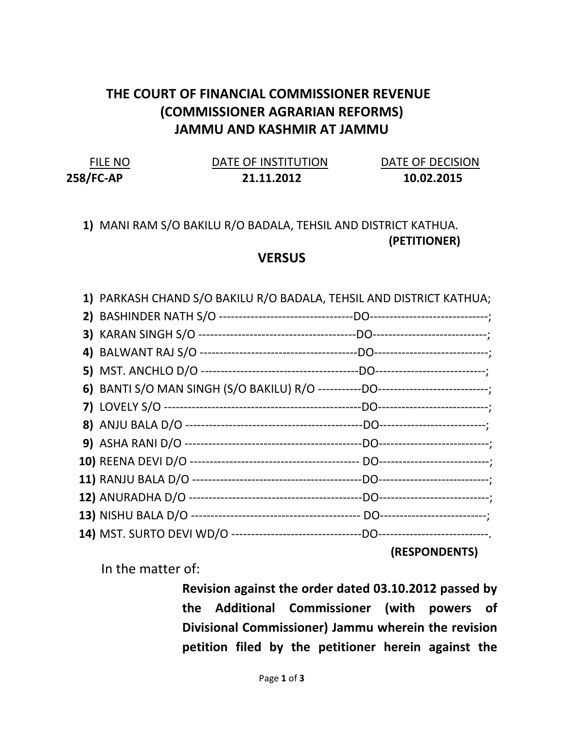# THE COURT OF FINANCIAL COMMISSIONER REVENUE (COMMISSIONER AGRARIAN REFORMS) JAMMU AND KASHMIR AT JAMMU

| FILE NO | DATE OF INSTITUTION | DATE OF DECISION |
|---|---|---|
| **258/FC-AP** | **21.11.2012** | **10.02.2015** |

1) MANI RAM S/O BAKILU R/O BADALA, TEHSIL AND DISTRICT KATHUA.

**(PETITIONER)**

**VERSUS**

1) PARKASH CHAND S/O BAKILU R/O BADALA, TEHSIL AND DISTRICT KATHUA;
2) BASHINDER NATH S/O ----------------------------------DO-----------------------------;
3) KARAN SINGH S/O ---------------------------------------DO----------------------------;
4) BALWANT RAJ S/O ---------------------------------------DO----------------------------;
5) MST. ANCHLO D/O ---------------------------------------DO---------------------------;
6) BANTI S/O MAN SINGH (S/O BAKILU) R/O -----------DO---------------------------;
7) LOVELY S/O -------------------------------------------------DO---------------------------;
8) ANJU BALA D/O --------------------------------------------DO--------------------------;
9) ASHA RANI D/O --------------------------------------------DO---------------------------;
10) REENA DEVI D/O ------------------------------------------ DO---------------------------;
11) RANJU BALA D/O -------------------------------------------DO---------------------------;
12) ANURADHA D/O -------------------------------------------DO---------------------------;
13) NISHU BALA D/O ------------------------------------------ DO--------------------------;
14) MST. SURTO DEVI WD/O ---------------------------------DO---------------------------.

**(RESPONDENTS)**

In the matter of:

**Revision against the order dated 03.10.2012 passed by the Additional Commissioner (with powers of Divisional Commissioner) Jammu wherein the revision petition filed by the petitioner herein against the**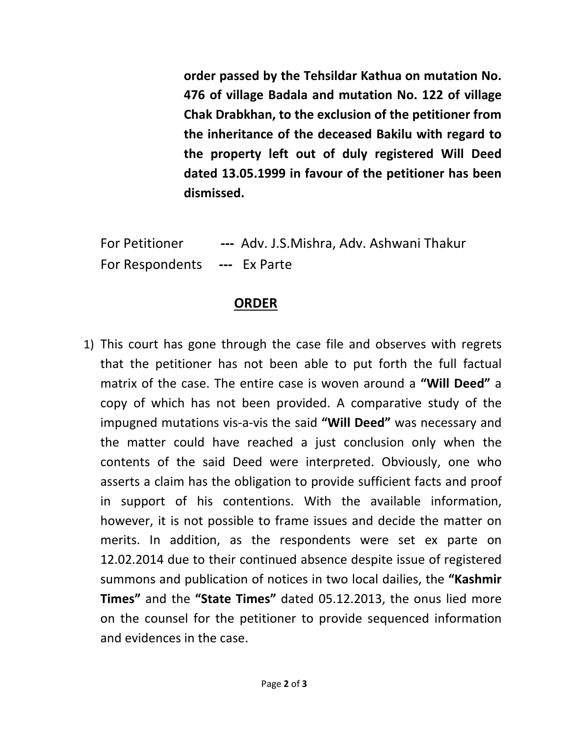**order passed by the Tehsildar Kathua on mutation No. 476 of village Badala and mutation No. 122 of village Chak Drabkhan, to the exclusion of the petitioner from the inheritance of the deceased Bakilu with regard to the property left out of duly registered Will Deed dated 13.05.1999 in favour of the petitioner has been dismissed.**

For Petitioner **---** Adv. J.S.Mishra, Adv. Ashwani Thakur

For Respondents **---** Ex Parte

## ORDER

1) This court has gone through the case file and observes with regrets that the petitioner has not been able to put forth the full factual matrix of the case. The entire case is woven around a **"Will Deed"** a copy of which has not been provided. A comparative study of the impugned mutations vis-a-vis the said **"Will Deed"** was necessary and the matter could have reached a just conclusion only when the contents of the said Deed were interpreted. Obviously, one who asserts a claim has the obligation to provide sufficient facts and proof in support of his contentions. With the available information, however, it is not possible to frame issues and decide the matter on merits. In addition, as the respondents were set ex parte on 12.02.2014 due to their continued absence despite issue of registered summons and publication of notices in two local dailies, the **"Kashmir Times"** and the **"State Times"** dated 05.12.2013, the onus lied more on the counsel for the petitioner to provide sequenced information and evidences in the case.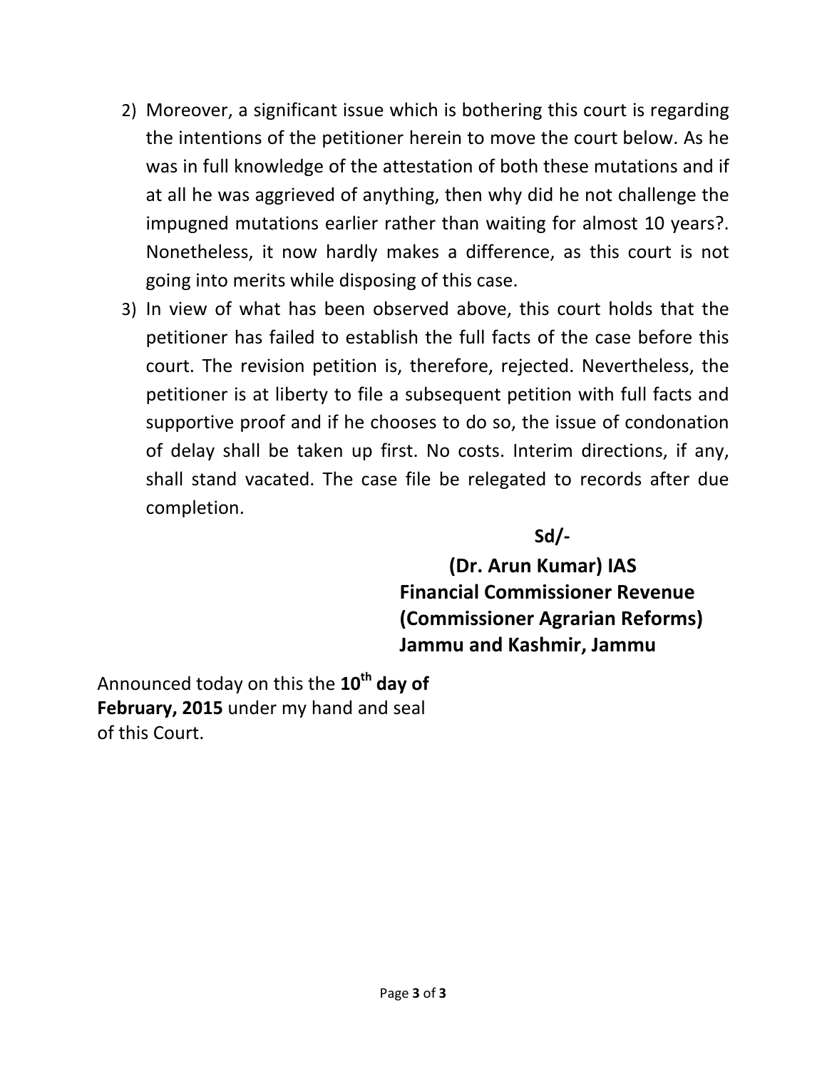2) Moreover, a significant issue which is bothering this court is regarding the intentions of the petitioner herein to move the court below. As he was in full knowledge of the attestation of both these mutations and if at all he was aggrieved of anything, then why did he not challenge the impugned mutations earlier rather than waiting for almost 10 years?. Nonetheless, it now hardly makes a difference, as this court is not going into merits while disposing of this case.
3) In view of what has been observed above, this court holds that the petitioner has failed to establish the full facts of the case before this court. The revision petition is, therefore, rejected. Nevertheless, the petitioner is at liberty to file a subsequent petition with full facts and supportive proof and if he chooses to do so, the issue of condonation of delay shall be taken up first. No costs. Interim directions, if any, shall stand vacated. The case file be relegated to records after due completion.

**Sd/-**

**(Dr. Arun Kumar) IAS**
**Financial Commissioner Revenue**
**(Commissioner Agrarian Reforms)**
**Jammu and Kashmir, Jammu**

Announced today on this the **10th day of February, 2015** under my hand and seal of this Court.